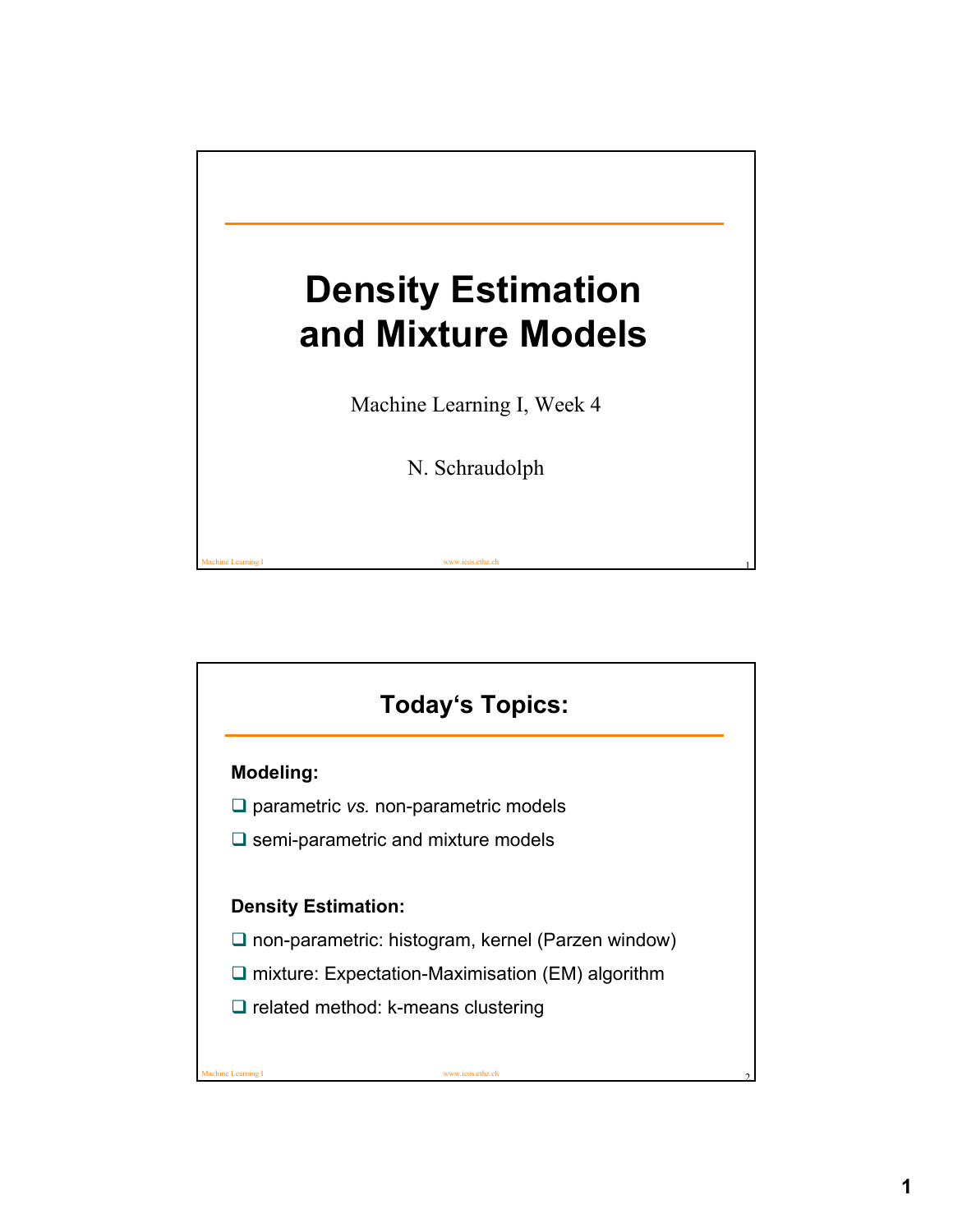# Density Estimation and Mixture Models

Machine Learning I, Week 4

N. Schraudolph

## Today's Topics:

**Modeling:**

- parametric *vs.* non-parametric models
- semi-parametric and mixture models

**Density Estimation:**

- non-parametric: histogram, kernel (Parzen window)
- mixture: Expectation-Maximisation (EM) algorithm
- related method: k-means clustering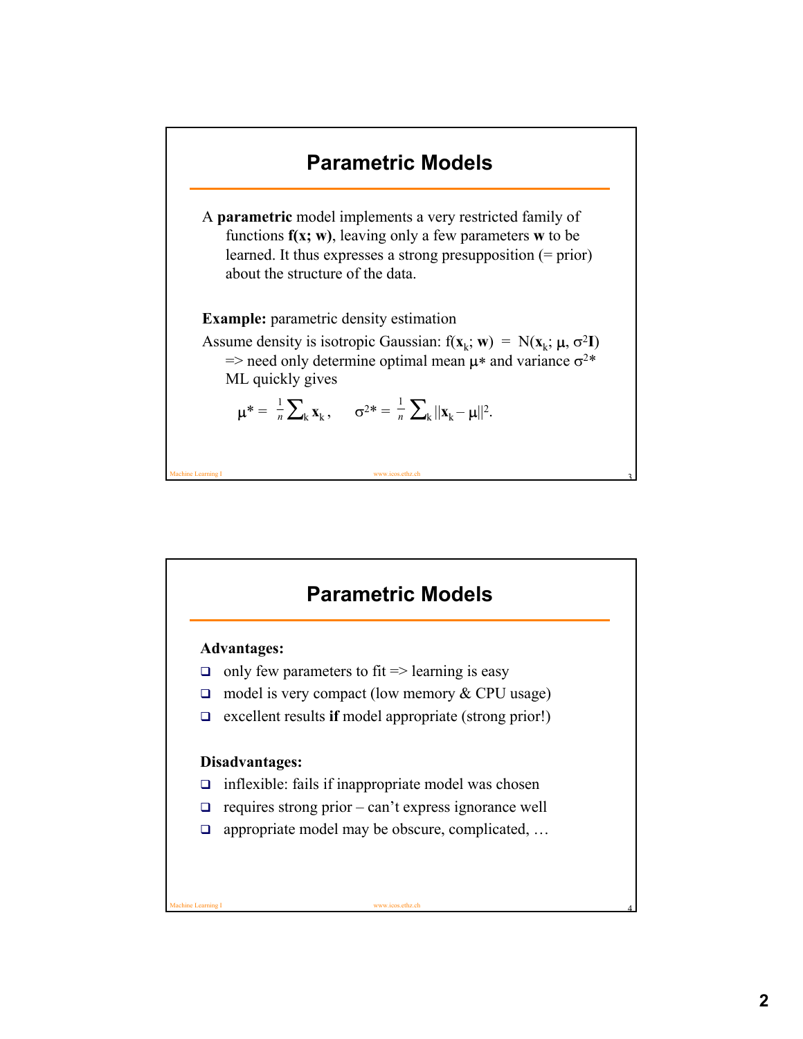## Parametric Models

A **parametric** model implements a very restricted family of functions **f(x; w)**, leaving only a few parameters **w** to be learned. It thus expresses a strong presupposition (= prior) about the structure of the data.

**Example:** parametric density estimation

Assume density is isotropic Gaussian: $f(\mathbf{x}_k; \mathbf{w}) = N(\mathbf{x}_k; \mu, \sigma^2 \mathbf{I})$
=> need only determine optimal mean $\mu^*$ and variance $\sigma^{2*}$
ML quickly gives

$$\mu^* = \tfrac{1}{n} \sum_k \mathbf{x}_k, \qquad \sigma^{2*} = \tfrac{1}{n} \sum_k ||\mathbf{x}_k - \mu||^2.$$

## Parametric Models

**Advantages:**

- only few parameters to fit => learning is easy
- model is very compact (low memory & CPU usage)
- excellent results **if** model appropriate (strong prior!)

**Disadvantages:**

- inflexible: fails if inappropriate model was chosen
- requires strong prior – can't express ignorance well
- appropriate model may be obscure, complicated, …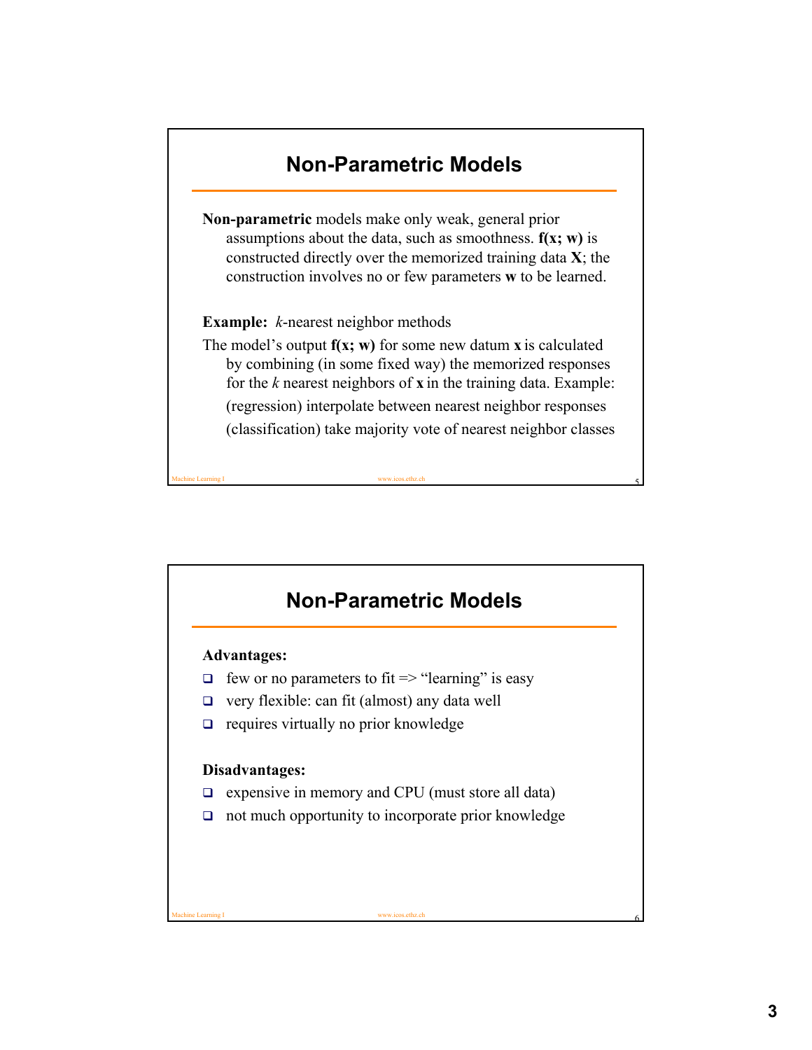## Non-Parametric Models

**Non-parametric** models make only weak, general prior assumptions about the data, such as smoothness. **f(x; w)** is constructed directly over the memorized training data **X**; the construction involves no or few parameters **w** to be learned.

**Example:** *k*-nearest neighbor methods

The model's output **f(x; w)** for some new datum **x** is calculated by combining (in some fixed way) the memorized responses for the *k* nearest neighbors of **x** in the training data. Example:

(regression) interpolate between nearest neighbor responses

(classification) take majority vote of nearest neighbor classes

## Non-Parametric Models

**Advantages:**

- few or no parameters to fit => "learning" is easy
- very flexible: can fit (almost) any data well
- requires virtually no prior knowledge

**Disadvantages:**

- expensive in memory and CPU (must store all data)
- not much opportunity to incorporate prior knowledge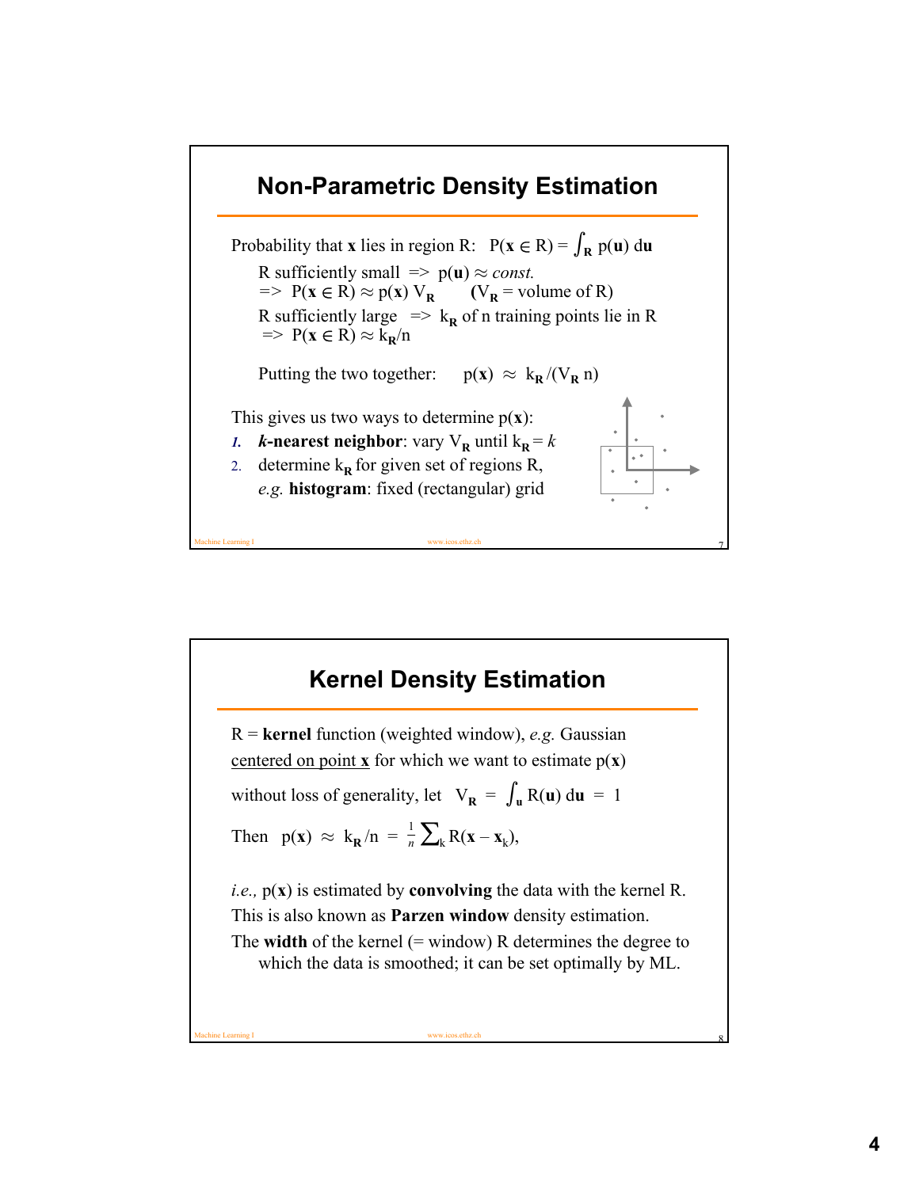# Non-Parametric Density Estimation

Probability that $\mathbf{x}$ lies in region R: $P(\mathbf{x} \in R) = \int_R p(\mathbf{u})\, d\mathbf{u}$

R sufficiently small => $p(\mathbf{u}) \approx$ *const.*
=> $P(\mathbf{x} \in R) \approx p(\mathbf{x})\, V_R$ ($V_R$ = volume of R)
R sufficiently large => $k_R$ of n training points lie in R
=> $P(\mathbf{x} \in R) \approx k_R/n$

Putting the two together: $p(\mathbf{x}) \approx k_R/(V_R\, n)$

This gives us two ways to determine $p(\mathbf{x})$:

1. ***k*-nearest neighbor**: vary $V_R$ until $k_R = k$
2. determine $k_R$ for given set of regions R, *e.g.* **histogram**: fixed (rectangular) grid

# Kernel Density Estimation

R = **kernel** function (weighted window), *e.g.* Gaussian
<u>centered on point $\mathbf{x}$</u> for which we want to estimate $p(\mathbf{x})$

without loss of generality, let $V_R = \int_u R(\mathbf{u})\, d\mathbf{u} = 1$

Then $p(\mathbf{x}) \approx k_R/n = \frac{1}{n} \sum_k R(\mathbf{x} - \mathbf{x}_k)$,

*i.e.,* $p(\mathbf{x})$ is estimated by **convolving** the data with the kernel R.
This is also known as **Parzen window** density estimation.
The **width** of the kernel (= window) R determines the degree to which the data is smoothed; it can be set optimally by ML.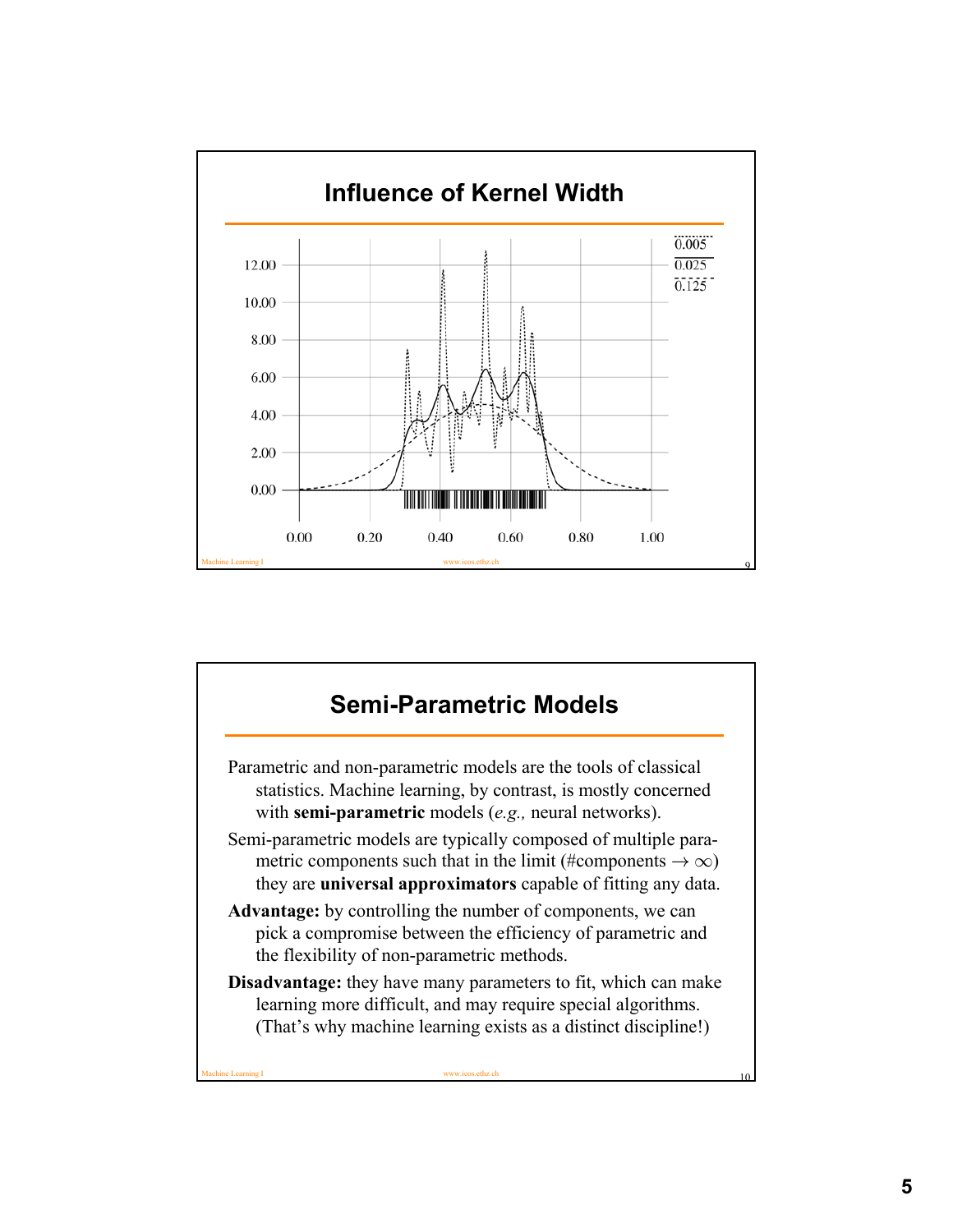## Influence of Kernel Width

## Semi-Parametric Models

Parametric and non-parametric models are the tools of classical statistics. Machine learning, by contrast, is mostly concerned with **semi-parametric** models (*e.g.,* neural networks).

Semi-parametric models are typically composed of multiple parametric components such that in the limit (#components $\to \infty$) they are **universal approximators** capable of fitting any data.

**Advantage:** by controlling the number of components, we can pick a compromise between the efficiency of parametric and the flexibility of non-parametric methods.

**Disadvantage:** they have many parameters to fit, which can make learning more difficult, and may require special algorithms. (That's why machine learning exists as a distinct discipline!)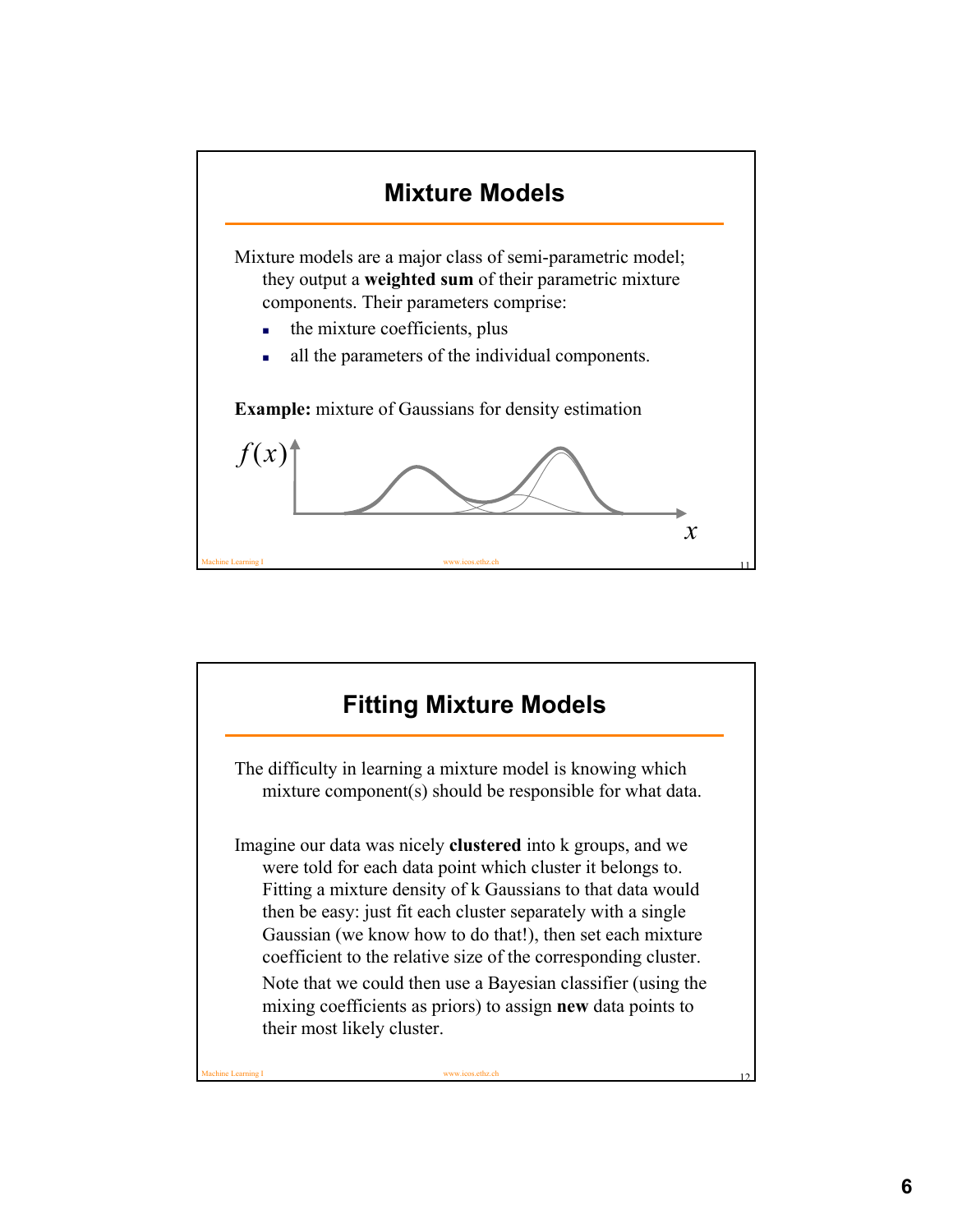## Mixture Models

Mixture models are a major class of semi-parametric model; they output a **weighted sum** of their parametric mixture components. Their parameters comprise:

- the mixture coefficients, plus
- all the parameters of the individual components.

**Example:** mixture of Gaussians for density estimation

## Fitting Mixture Models

The difficulty in learning a mixture model is knowing which mixture component(s) should be responsible for what data.

Imagine our data was nicely **clustered** into k groups, and we were told for each data point which cluster it belongs to. Fitting a mixture density of k Gaussians to that data would then be easy: just fit each cluster separately with a single Gaussian (we know how to do that!), then set each mixture coefficient to the relative size of the corresponding cluster.

Note that we could then use a Bayesian classifier (using the mixing coefficients as priors) to assign **new** data points to their most likely cluster.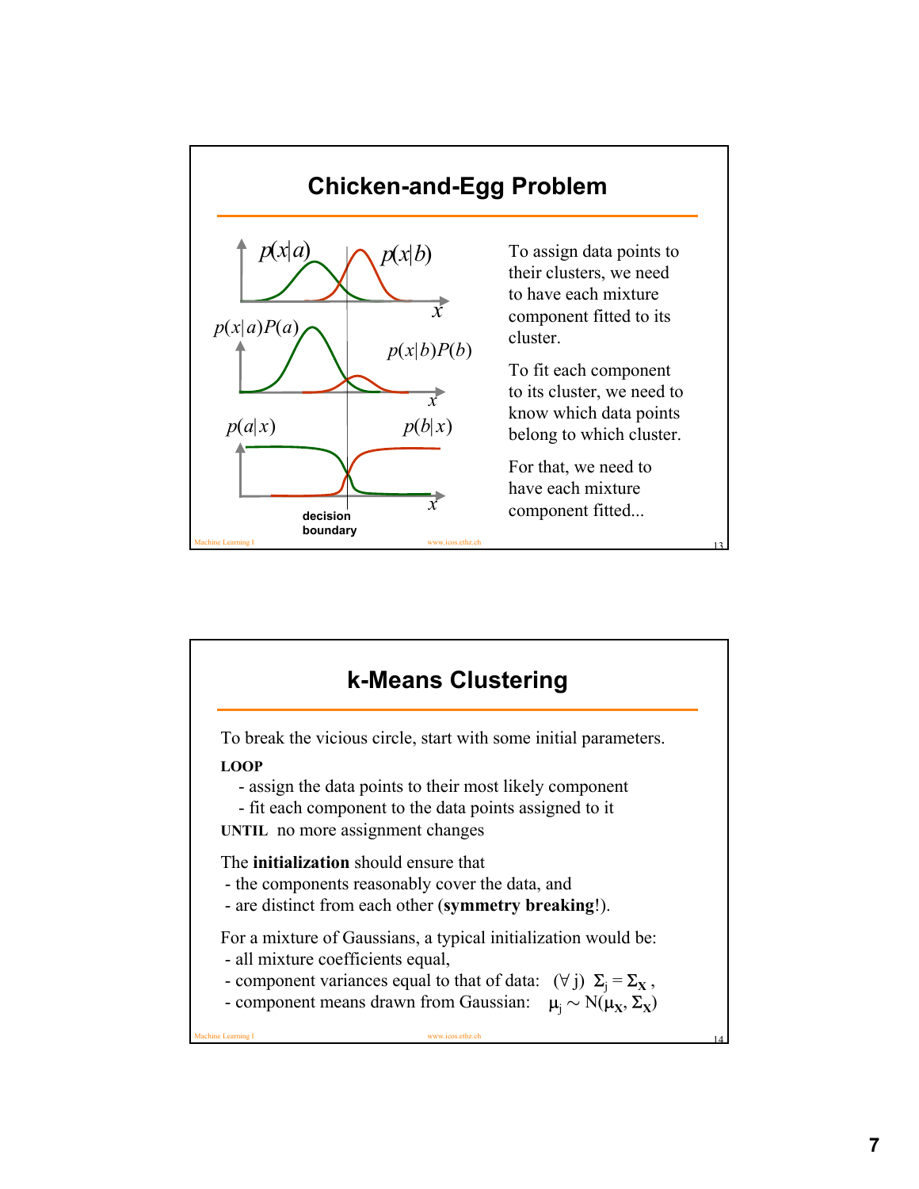## Chicken-and-Egg Problem

$p(x|a)$ $p(x|b)$ $x$

$p(x|a)P(a)$ $p(x|b)P(b)$ $x$

$p(a|x)$ $p(b|x)$ $x$

decision boundary

To assign data points to their clusters, we need to have each mixture component fitted to its cluster.

To fit each component to its cluster, we need to know which data points belong to which cluster.

For that, we need to have each mixture component fitted...

## k-Means Clustering

To break the vicious circle, start with some initial parameters.

**LOOP**

- assign the data points to their most likely component
- fit each component to the data points assigned to it

**UNTIL** no more assignment changes

The **initialization** should ensure that

- the components reasonably cover the data, and
- are distinct from each other (**symmetry breaking**!).

For a mixture of Gaussians, a typical initialization would be:

- all mixture coefficients equal,
- component variances equal to that of data: $(\forall j)\ \Sigma_j = \Sigma_{\mathbf{X}}$ ,
- component means drawn from Gaussian: $\mu_j \sim N(\mu_{\mathbf{X}}, \Sigma_{\mathbf{X}})$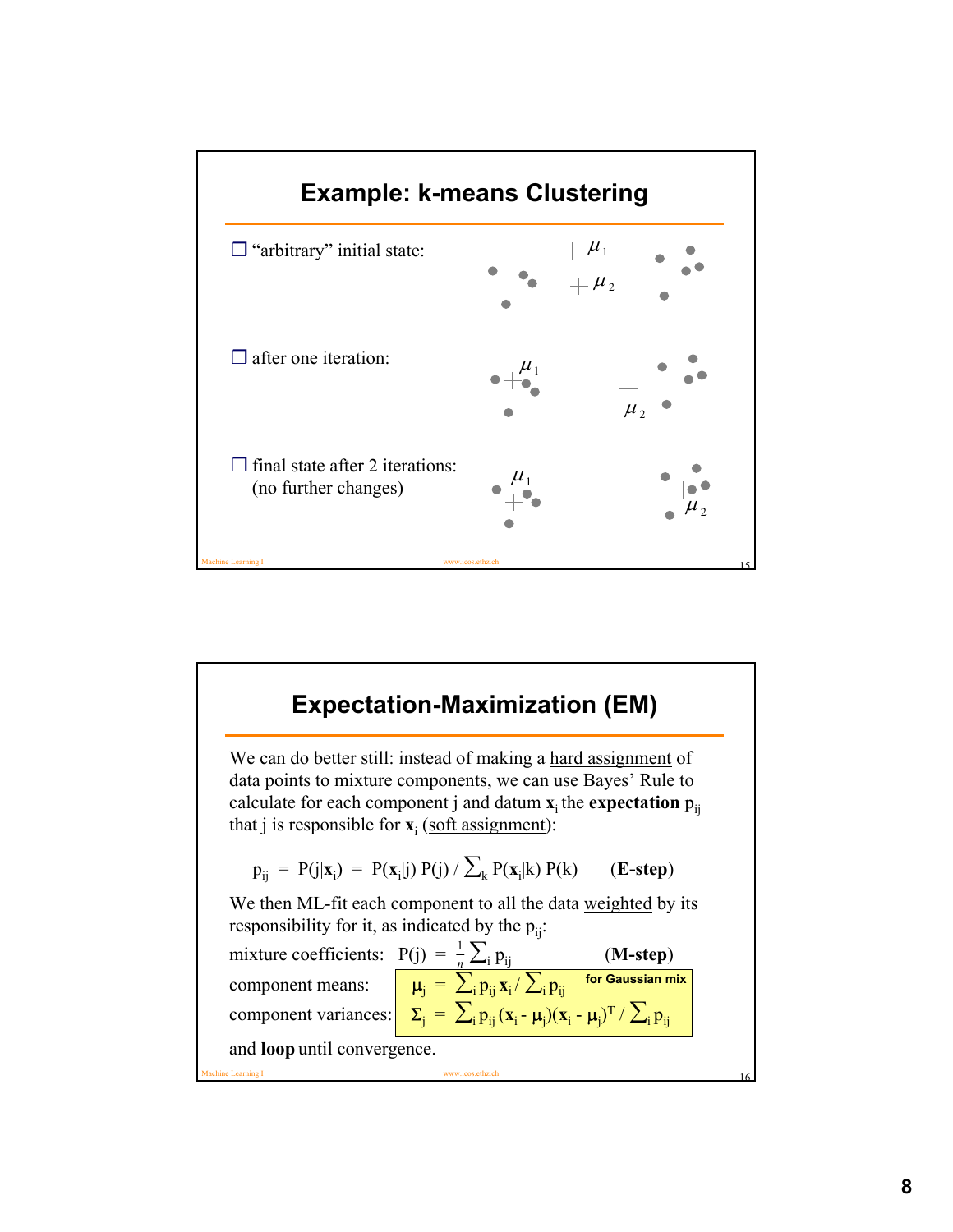# Example: k-means Clustering

- "arbitrary" initial state: $\mu_1$, $\mu_2$
- after one iteration: $\mu_1$, $\mu_2$
- final state after 2 iterations: (no further changes) $\mu_1$, $\mu_2$

# Expectation-Maximization (EM)

We can do better still: instead of making a hard assignment of data points to mixture components, we can use Bayes' Rule to calculate for each component j and datum $\mathbf{x}_i$ the **expectation** $p_{ij}$ that j is responsible for $\mathbf{x}_i$ (soft assignment):

$$p_{ij} = P(j|\mathbf{x}_i) = P(\mathbf{x}_i|j)\, P(j) \,/\, \textstyle\sum_k P(\mathbf{x}_i|k)\, P(k) \qquad \textbf{(E-step)}$$

We then ML-fit each component to all the data weighted by its responsibility for it, as indicated by the $p_{ij}$:

mixture coefficients: $P(j) = \frac{1}{n} \sum_i p_{ij}$ **(M-step)**

**for Gaussian mix**

component means: $\mu_j = \sum_i p_{ij}\, \mathbf{x}_i \,/\, \sum_i p_{ij}$

component variances: $\Sigma_j = \sum_i p_{ij}\, (\mathbf{x}_i - \mu_j)(\mathbf{x}_i - \mu_j)^T \,/\, \sum_i p_{ij}$

and **loop** until convergence.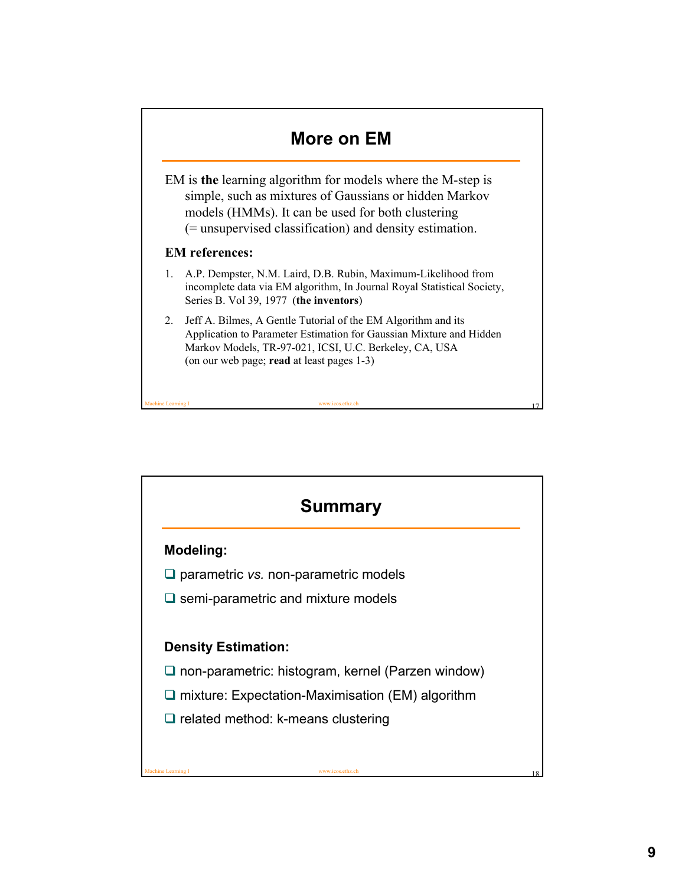## More on EM

EM is **the** learning algorithm for models where the M-step is simple, such as mixtures of Gaussians or hidden Markov models (HMMs). It can be used for both clustering (= unsupervised classification) and density estimation.

**EM references:**

1. A.P. Dempster, N.M. Laird, D.B. Rubin, Maximum-Likelihood from incomplete data via EM algorithm, In Journal Royal Statistical Society, Series B. Vol 39, 1977 (**the inventors**)
2. Jeff A. Bilmes, A Gentle Tutorial of the EM Algorithm and its Application to Parameter Estimation for Gaussian Mixture and Hidden Markov Models, TR-97-021, ICSI, U.C. Berkeley, CA, USA (on our web page; **read** at least pages 1-3)

## Summary

**Modeling:**

- parametric *vs.* non-parametric models
- semi-parametric and mixture models

**Density Estimation:**

- non-parametric: histogram, kernel (Parzen window)
- mixture: Expectation-Maximisation (EM) algorithm
- related method: k-means clustering